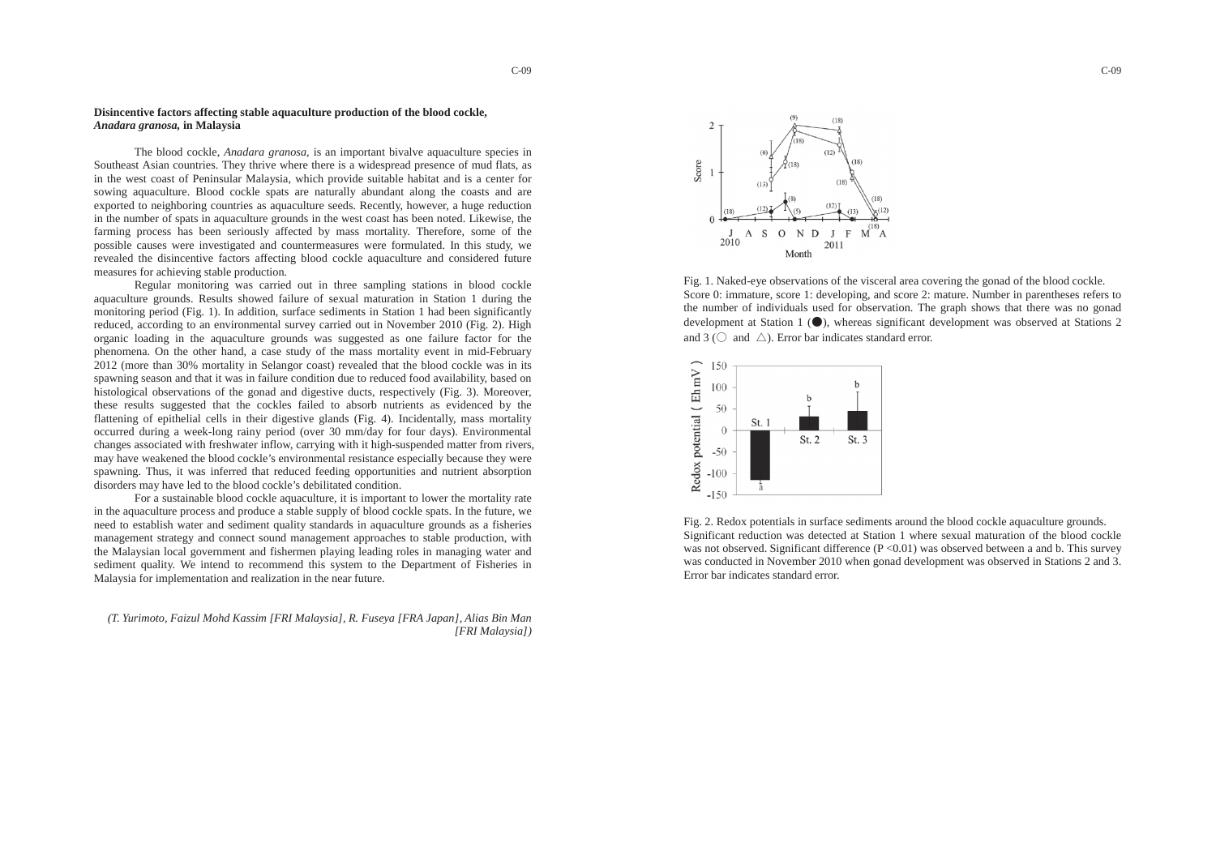**Disincentive factors affecting stable aquaculture production of the blood cockle, *Anadara granosa*, in Malaysia**

The blood cockle, *Anadara granosa*, is an important bivalve aquaculture species in Southeast Asian countries. They thrive where there is a widespread presence of mud flats, as in the west coast of Peninsular Malaysia, which provide suitable habitat and is a center for sowing aquaculture. Blood cockle spats are naturally abundant along the coasts and are exported to neighboring countries as aquaculture seeds. Recently, however, a huge reduction in the number of spats in aquaculture grounds in the west coast has been noted. Likewise, the farming process has been seriously affected by mass mortality. Therefore, some of the possible causes were investigated and countermeasures were formulated. In this study, we revealed the disincentive factors affecting blood cockle aquaculture and considered future measures for achieving stable production.

Regular monitoring was carried out in three sampling stations in blood cockle aquaculture grounds. Results showed failure of sexual maturation in Station 1 during the monitoring period (Fig. 1). In addition, surface sediments in Station 1 had been significantly reduced, according to an environmental survey carried out in November 2010 (Fig. 2). High organic loading in the aquaculture grounds was suggested as one failure factor for the phenomena. On the other hand, a case study of the mass mortality event in mid-February 2012 (more than 30% mortality in Selangor coast) revealed that the blood cockle was in its spawning season and that it was in failure condition due to reduced food availability, based on histological observations of the gonad and digestive ducts, respectively (Fig. 3). Moreover, these results suggested that the cockles failed to absorb nutrients as evidenced by the flattening of epithelial cells in their digestive glands (Fig. 4). Incidentally, mass mortality occurred during a week-long rainy period (over 30 mm/day for four days). Environmental changes associated with freshwater inflow, carrying with it high-suspended matter from rivers, may have weakened the blood cockle's environmental resistance especially because they were spawning. Thus, it was inferred that reduced feeding opportunities and nutrient absorption disorders may have led to the blood cockle's debilitated condition.

For a sustainable blood cockle aquaculture, it is important to lower the mortality rate in the aquaculture process and produce a stable supply of blood cockle spats. In the future, we need to establish water and sediment quality standards in aquaculture grounds as a fisheries management strategy and connect sound management approaches to stable production, with the Malaysian local government and fishermen playing leading roles in managing water and sediment quality. We intend to recommend this system to the Department of Fisheries in Malaysia for implementation and realization in the near future.

*(T. Yurimoto, Faizul Mohd Kassim [FRI Malaysia], R. Fuseya [FRA Japan], Alias Bin Man [FRI Malaysia])*

Fig. 1. Naked-eye observations of the visceral area covering the gonad of the blood cockle. Score 0: immature, score 1: developing, and score 2: mature. Number in parentheses refers to the number of individuals used for observation. The graph shows that there was no gonad development at Station 1 (●), whereas significant development was observed at Stations 2 and 3 (○ and △). Error bar indicates standard error.

Fig. 2. Redox potentials in surface sediments around the blood cockle aquaculture grounds. Significant reduction was detected at Station 1 where sexual maturation of the blood cockle was not observed. Significant difference ($P < 0.01$) was observed between a and b. This survey was conducted in November 2010 when gonad development was observed in Stations 2 and 3. Error bar indicates standard error.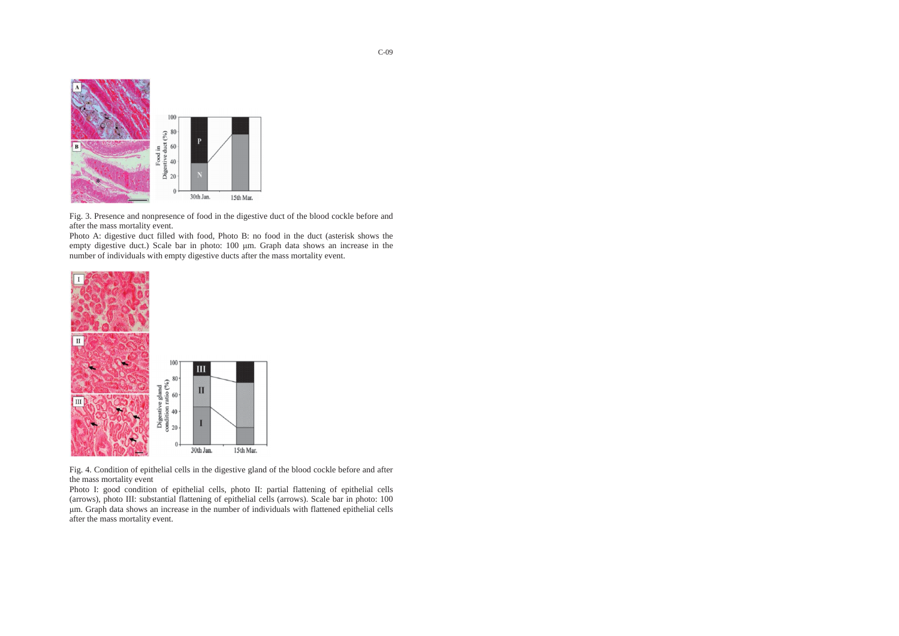A

B

*

100
80
60
40
20
0

Food in Digestive duct (%)

P

N

30th Jan.
15th Mar.

Fig. 3. Presence and nonpresence of food in the digestive duct of the blood cockle before and after the mass mortality event.

Photo A: digestive duct filled with food, Photo B: no food in the duct (asterisk shows the empty digestive duct.) Scale bar in photo: 100 μm. Graph data shows an increase in the number of individuals with empty digestive ducts after the mass mortality event.

I

II

III

100
80
60
40
20
0

Digestive gland condition ratio (%)

III

II

I

30th Jan.
15th Mar.

Fig. 4. Condition of epithelial cells in the digestive gland of the blood cockle before and after the mass mortality event

Photo I: good condition of epithelial cells, photo II: partial flattening of epithelial cells (arrows), photo III: substantial flattening of epithelial cells (arrows). Scale bar in photo: 100 μm. Graph data shows an increase in the number of individuals with flattened epithelial cells after the mass mortality event.